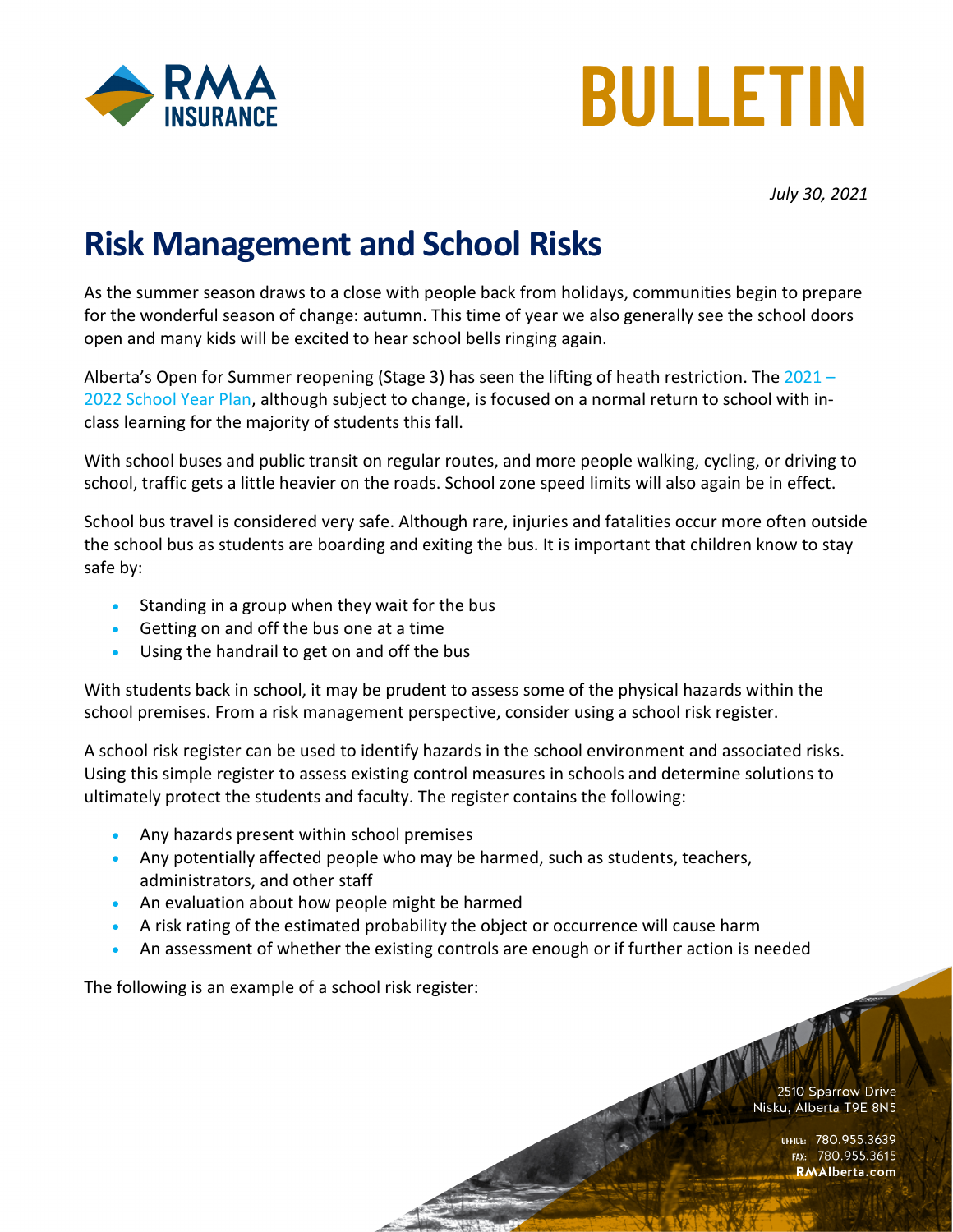BULLETIN

*July 30, 2021*

# Risk Management and School Risks

As the summer season draws to a close with people back from holidays, communities begin to prepare for the wonderful season of change: autumn. This time of year we also generally see the school doors open and many kids will be excited to hear school bells ringing again.

Alberta's Open for Summer reopening (Stage 3) has seen the lifting of heath restriction. The 2021 – 2022 School Year Plan, although subject to change, is focused on a normal return to school with in-class learning for the majority of students this fall.

With school buses and public transit on regular routes, and more people walking, cycling, or driving to school, traffic gets a little heavier on the roads. School zone speed limits will also again be in effect.

School bus travel is considered very safe. Although rare, injuries and fatalities occur more often outside the school bus as students are boarding and exiting the bus. It is important that children know to stay safe by:

- Standing in a group when they wait for the bus
- Getting on and off the bus one at a time
- Using the handrail to get on and off the bus

With students back in school, it may be prudent to assess some of the physical hazards within the school premises. From a risk management perspective, consider using a school risk register.

A school risk register can be used to identify hazards in the school environment and associated risks. Using this simple register to assess existing control measures in schools and determine solutions to ultimately protect the students and faculty. The register contains the following:

- Any hazards present within school premises
- Any potentially affected people who may be harmed, such as students, teachers, administrators, and other staff
- An evaluation about how people might be harmed
- A risk rating of the estimated probability the object or occurrence will cause harm
- An assessment of whether the existing controls are enough or if further action is needed

The following is an example of a school risk register: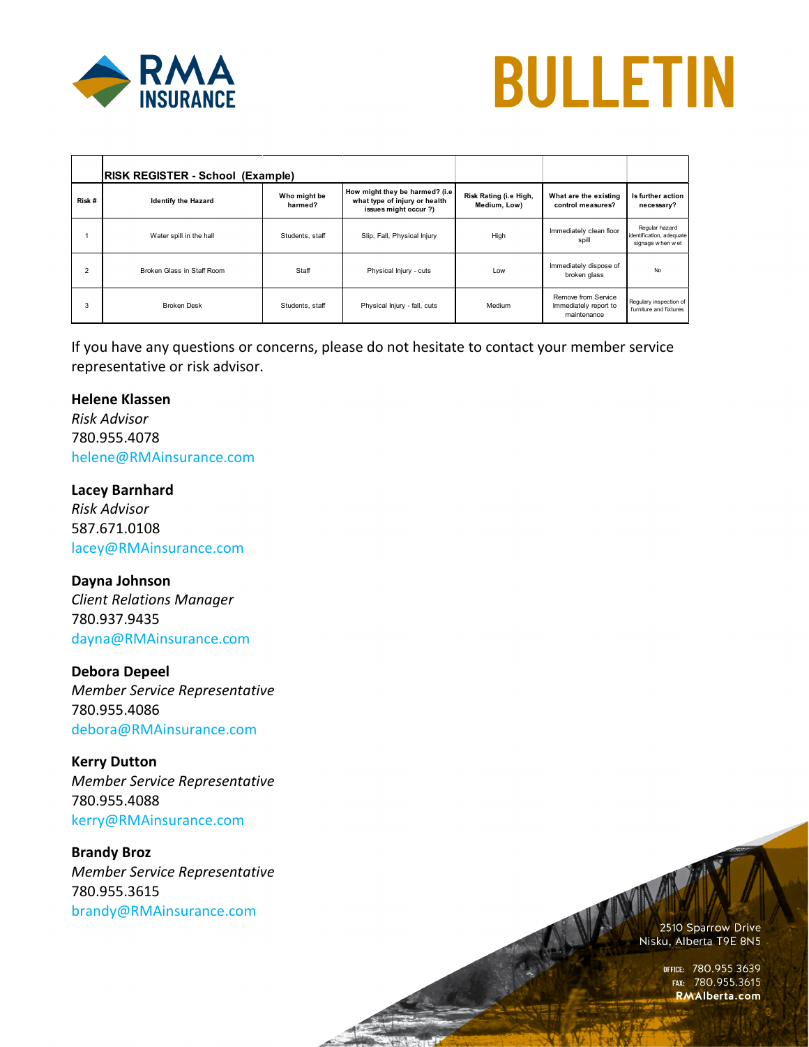| | RISK REGISTER - School (Example) | | | | | |
|---|---|---|---|---|---|---|
| Risk # | Identify the Hazard | Who might be harmed? | How might they be harmed? (i.e what type of injury or health issues might occur ?) | Risk Rating (i.e High, Medium, Low) | What are the existing control measures? | Is further action necessary? |
| 1 | Water spill in the hall | Students, staff | Slip, Fall, Physical Injury | High | Immediately clean floor spill | Regular hazard identification, adequate signage w hen w et |
| 2 | Broken Glass in Staff Room | Staff | Physical Injury - cuts | Low | Immediately dispose of broken glass | No |
| 3 | Broken Desk | Students, staff | Physical Injury - fall, cuts | Medium | Remove from Service Immediately report to maintenance | Regulary inspection of furniture and fixtures |

If you have any questions or concerns, please do not hesitate to contact your member service representative or risk advisor.

**Helene Klassen**
*Risk Advisor*
780.955.4078
helene@RMAinsurance.com

**Lacey Barnhard**
*Risk Advisor*
587.671.0108
lacey@RMAinsurance.com

**Dayna Johnson**
*Client Relations Manager*
780.937.9435
dayna@RMAinsurance.com

**Debora Depeel**
*Member Service Representative*
780.955.4086
debora@RMAinsurance.com

**Kerry Dutton**
*Member Service Representative*
780.955.4088
kerry@RMAinsurance.com

**Brandy Broz**
*Member Service Representative*
780.955.3615
brandy@RMAinsurance.com

2510 Sparrow Drive
Nisku, Alberta T9E 8N5

OFFICE: 780.955.3639
FAX: 780.955.3615
**RMAlberta.com**